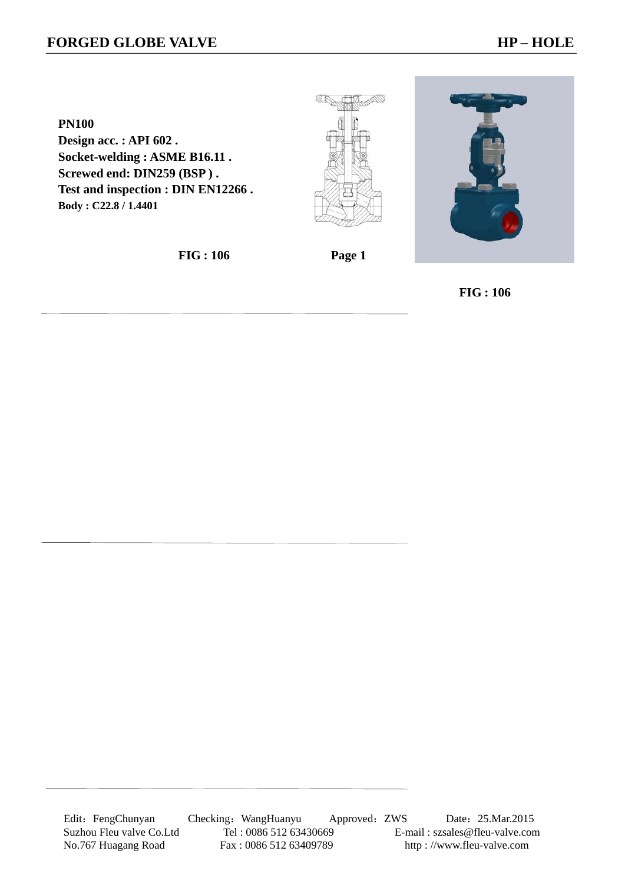# FORGED GLOBE VALVE

## HP – HOLE

**PN100**
**Design acc. : API 602 .**
**Socket-welding : ASME B16.11 .**
**Screwed end: DIN259 (BSP ) .**
**Test and inspection : DIN EN12266 .**
**Body : C22.8 / 1.4401**

**FIG : 106** **Page 1**

**FIG : 106**

Edit：FengChunyan Checking：WangHuanyu Approved：ZWS Date：25.Mar.2015
Suzhou Fleu valve Co.Ltd Tel : 0086 512 63430669 E-mail : szsales@fleu-valve.com
No.767 Huagang Road Fax : 0086 512 63409789 http : //www.fleu-valve.com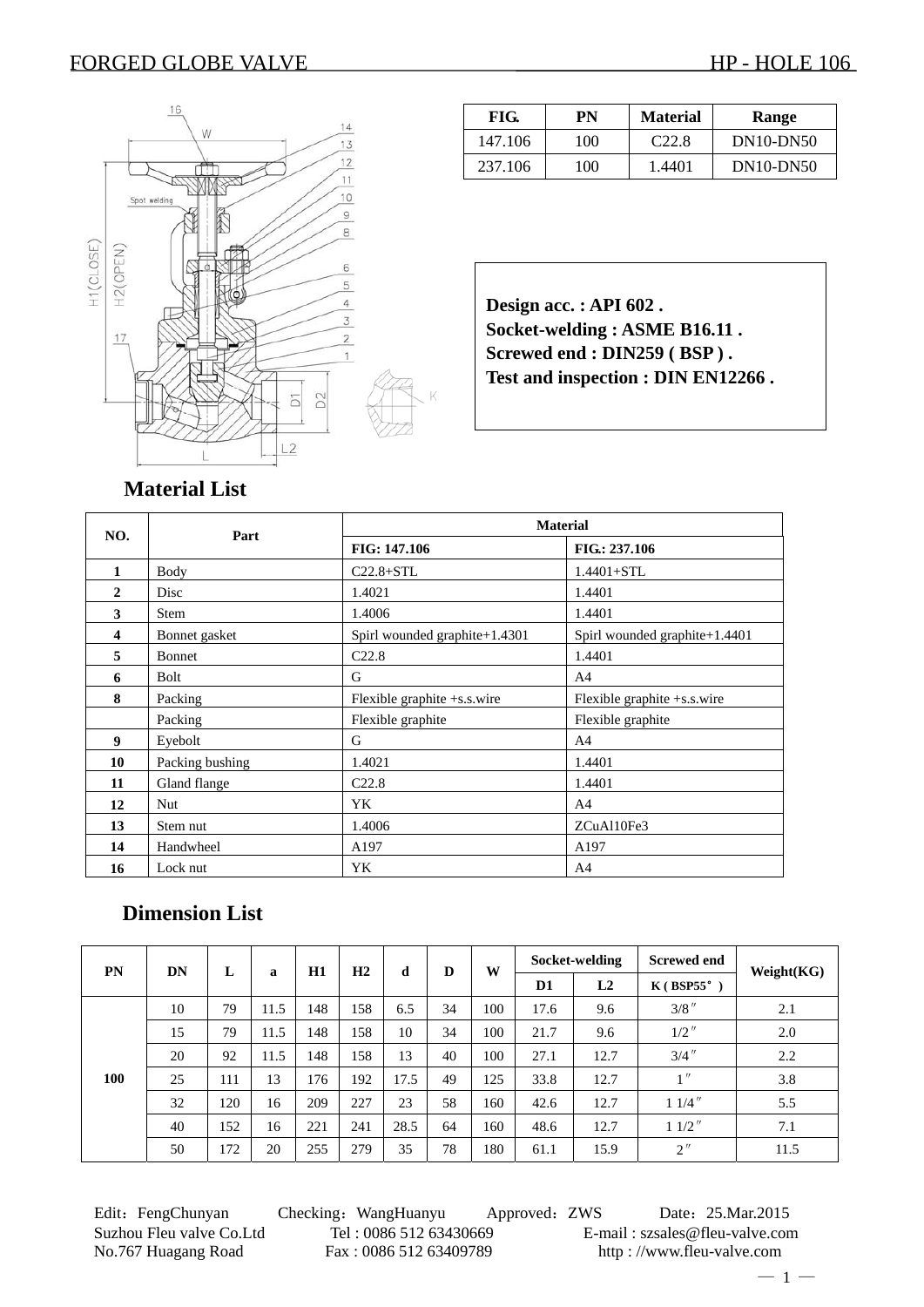FORGED GLOBE VALVE HP - HOLE 106

| FIG. | PN | Material | Range |
|---|---|---|---|
| 147.106 | 100 | C22.8 | DN10-DN50 |
| 237.106 | 100 | 1.4401 | DN10-DN50 |

**Design acc. : API 602 .**
**Socket-welding : ASME B16.11 .**
**Screwed end : DIN259 ( BSP ) .**
**Test and inspection : DIN EN12266 .**

16
W
14
13
12
11
Spot welding
10
9
8
H1(CLOSE)
H2(OPEN)
6
5
4
3
17
2
1
D1
D2
K
L2
L

## Material List

| NO. | Part | Material | |
|---|---|---|---|
| | | FIG: 147.106 | FIG.: 237.106 |
| 1 | Body | C22.8+STL | 1.4401+STL |
| 2 | Disc | 1.4021 | 1.4401 |
| 3 | Stem | 1.4006 | 1.4401 |
| 4 | Bonnet gasket | Spirl wounded graphite+1.4301 | Spirl wounded graphite+1.4401 |
| 5 | Bonnet | C22.8 | 1.4401 |
| 6 | Bolt | G | A4 |
| 8 | Packing | Flexible graphite +s.s.wire | Flexible graphite +s.s.wire |
| | Packing | Flexible graphite | Flexible graphite |
| 9 | Eyebolt | G | A4 |
| 10 | Packing bushing | 1.4021 | 1.4401 |
| 11 | Gland flange | C22.8 | 1.4401 |
| 12 | Nut | YK | A4 |
| 13 | Stem nut | 1.4006 | ZCuAl10Fe3 |
| 14 | Handwheel | A197 | A197 |
| 16 | Lock nut | YK | A4 |

## Dimension List

| PN | DN | L | a | H1 | H2 | d | D | W | Socket-welding | | Screwed end | Weight(KG) |
|---|---|---|---|---|---|---|---|---|---|---|---|---|
| | | | | | | | | | D1 | L2 | K ( BSP55° ) | |
| 100 | 10 | 79 | 11.5 | 148 | 158 | 6.5 | 34 | 100 | 17.6 | 9.6 | 3/8″ | 2.1 |
| | 15 | 79 | 11.5 | 148 | 158 | 10 | 34 | 100 | 21.7 | 9.6 | 1/2″ | 2.0 |
| | 20 | 92 | 11.5 | 148 | 158 | 13 | 40 | 100 | 27.1 | 12.7 | 3/4″ | 2.2 |
| | 25 | 111 | 13 | 176 | 192 | 17.5 | 49 | 125 | 33.8 | 12.7 | 1″ | 3.8 |
| | 32 | 120 | 16 | 209 | 227 | 23 | 58 | 160 | 42.6 | 12.7 | 1 1/4″ | 5.5 |
| | 40 | 152 | 16 | 221 | 241 | 28.5 | 64 | 160 | 48.6 | 12.7 | 1 1/2″ | 7.1 |
| | 50 | 172 | 20 | 255 | 279 | 35 | 78 | 180 | 61.1 | 15.9 | 2″ | 11.5 |

Edit：FengChunyan　Checking：WangHuanyu　Approved：ZWS　Date：25.Mar.2015
Suzhou Fleu valve Co.Ltd　Tel : 0086 512 63430669　E-mail : szsales@fleu-valve.com
No.767 Huagang Road　Fax : 0086 512 63409789　http : //www.fleu-valve.com